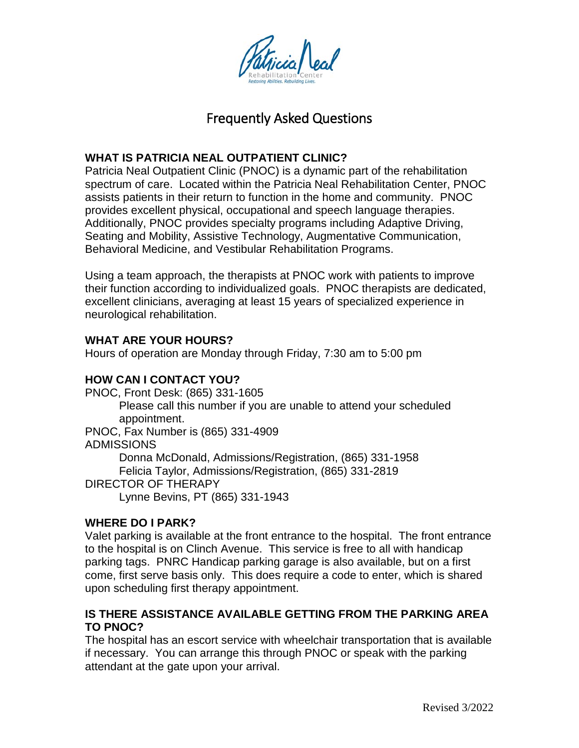Patricia Neal Rehabilitation Center

*Restoring Abilities. Rebuilding Lives.*

# Frequently Asked Questions

## WHAT IS PATRICIA NEAL OUTPATIENT CLINIC?

Patricia Neal Outpatient Clinic (PNOC) is a dynamic part of the rehabilitation spectrum of care. Located within the Patricia Neal Rehabilitation Center, PNOC assists patients in their return to function in the home and community. PNOC provides excellent physical, occupational and speech language therapies. Additionally, PNOC provides specialty programs including Adaptive Driving, Seating and Mobility, Assistive Technology, Augmentative Communication, Behavioral Medicine, and Vestibular Rehabilitation Programs.

Using a team approach, the therapists at PNOC work with patients to improve their function according to individualized goals. PNOC therapists are dedicated, excellent clinicians, averaging at least 15 years of specialized experience in neurological rehabilitation.

## WHAT ARE YOUR HOURS?

Hours of operation are Monday through Friday, 7:30 am to 5:00 pm

## HOW CAN I CONTACT YOU?

PNOC, Front Desk: (865) 331-1605

- Please call this number if you are unable to attend your scheduled appointment.

PNOC, Fax Number is (865) 331-4909

ADMISSIONS

- Donna McDonald, Admissions/Registration, (865) 331-1958
- Felicia Taylor, Admissions/Registration, (865) 331-2819

DIRECTOR OF THERAPY

- Lynne Bevins, PT (865) 331-1943

## WHERE DO I PARK?

Valet parking is available at the front entrance to the hospital. The front entrance to the hospital is on Clinch Avenue. This service is free to all with handicap parking tags. PNRC Handicap parking garage is also available, but on a first come, first serve basis only. This does require a code to enter, which is shared upon scheduling first therapy appointment.

## IS THERE ASSISTANCE AVAILABLE GETTING FROM THE PARKING AREA TO PNOC?

The hospital has an escort service with wheelchair transportation that is available if necessary. You can arrange this through PNOC or speak with the parking attendant at the gate upon your arrival.

Revised 3/2022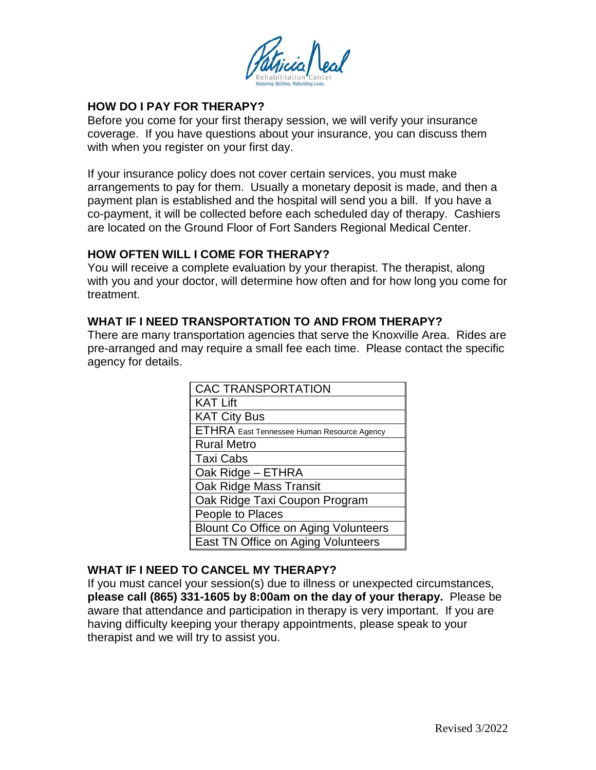## HOW DO I PAY FOR THERAPY?

Before you come for your first therapy session, we will verify your insurance coverage. If you have questions about your insurance, you can discuss them with when you register on your first day.

If your insurance policy does not cover certain services, you must make arrangements to pay for them. Usually a monetary deposit is made, and then a payment plan is established and the hospital will send you a bill. If you have a co-payment, it will be collected before each scheduled day of therapy. Cashiers are located on the Ground Floor of Fort Sanders Regional Medical Center.

## HOW OFTEN WILL I COME FOR THERAPY?

You will receive a complete evaluation by your therapist. The therapist, along with you and your doctor, will determine how often and for how long you come for treatment.

## WHAT IF I NEED TRANSPORTATION TO AND FROM THERAPY?

There are many transportation agencies that serve the Knoxville Area. Rides are pre-arranged and may require a small fee each time. Please contact the specific agency for details.

| CAC TRANSPORTATION |
|---|
| KAT Lift |
| KAT City Bus |
| ETHRA East Tennessee Human Resource Agency |
| Rural Metro |
| Taxi Cabs |
| Oak Ridge – ETHRA |
| Oak Ridge Mass Transit |
| Oak Ridge Taxi Coupon Program |
| People to Places |
| Blount Co Office on Aging Volunteers |
| East TN Office on Aging Volunteers |

## WHAT IF I NEED TO CANCEL MY THERAPY?

If you must cancel your session(s) due to illness or unexpected circumstances, **please call (865) 331-1605 by 8:00am on the day of your therapy.** Please be aware that attendance and participation in therapy is very important. If you are having difficulty keeping your therapy appointments, please speak to your therapist and we will try to assist you.

Revised 3/2022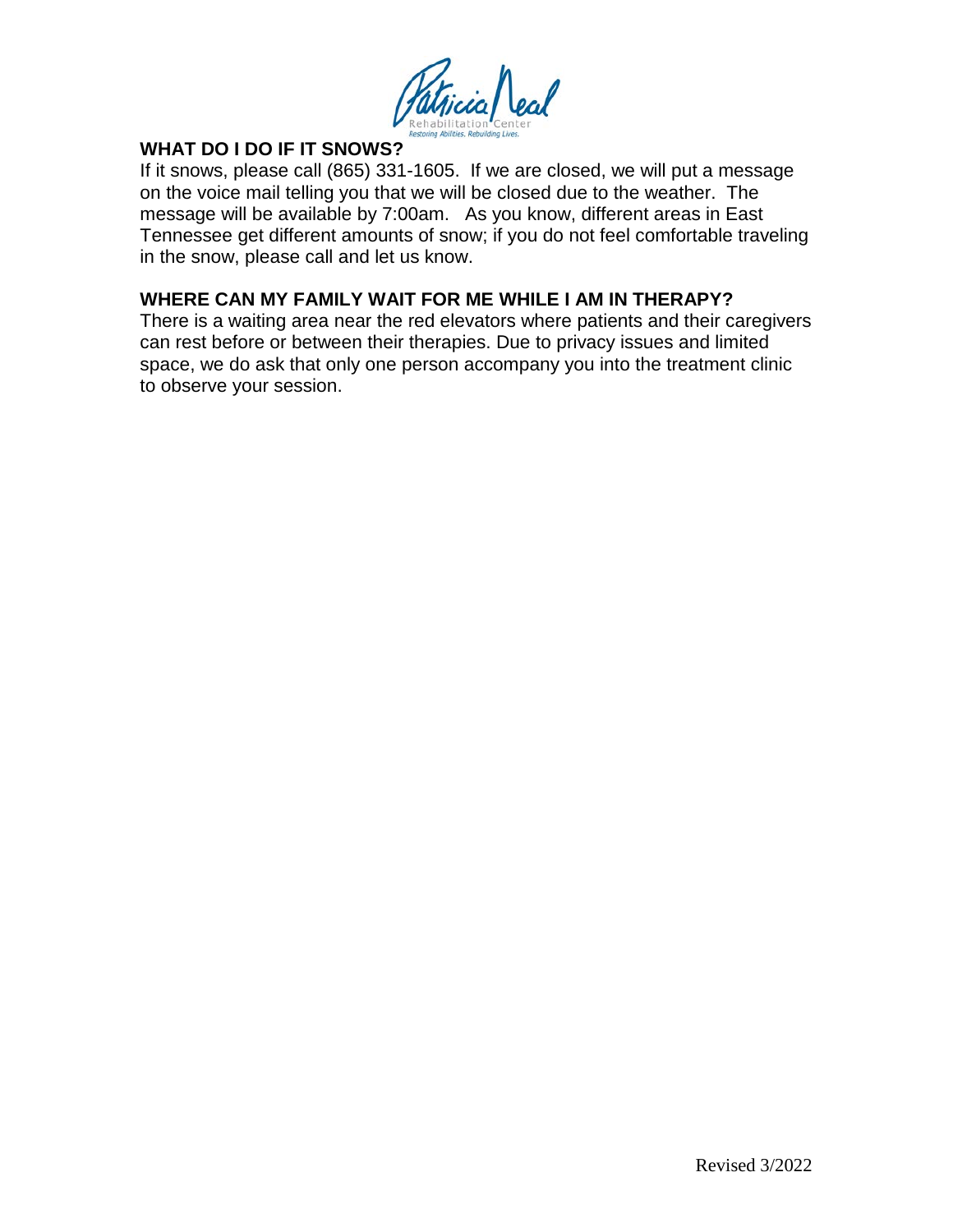**WHAT DO I DO IF IT SNOWS?**

If it snows, please call (865) 331-1605. If we are closed, we will put a message on the voice mail telling you that we will be closed due to the weather. The message will be available by 7:00am. As you know, different areas in East Tennessee get different amounts of snow; if you do not feel comfortable traveling in the snow, please call and let us know.

**WHERE CAN MY FAMILY WAIT FOR ME WHILE I AM IN THERAPY?**

There is a waiting area near the red elevators where patients and their caregivers can rest before or between their therapies. Due to privacy issues and limited space, we do ask that only one person accompany you into the treatment clinic to observe your session.

Revised 3/2022